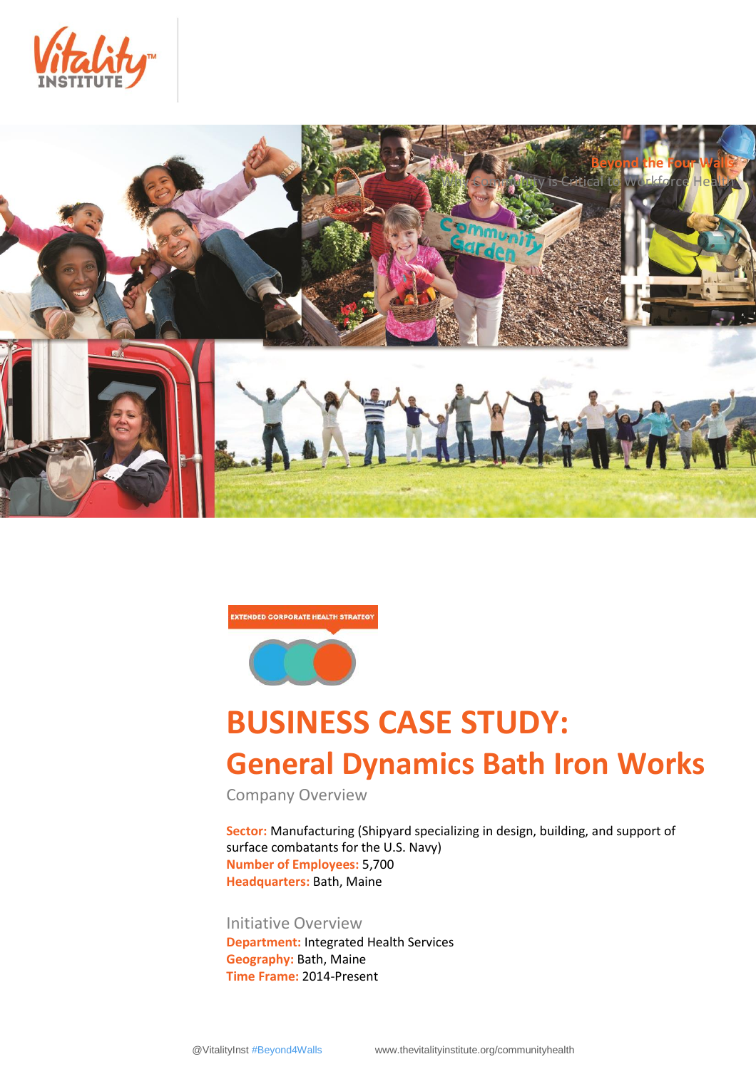Beyond the Four Walls:
Why Community is Critical to Workforce Health

EXTENDED CORPORATE HEALTH STRATEGY

# BUSINESS CASE STUDY:
# General Dynamics Bath Iron Works

## Company Overview

**Sector:** Manufacturing (Shipyard specializing in design, building, and support of surface combatants for the U.S. Navy)
**Number of Employees:** 5,700
**Headquarters:** Bath, Maine

## Initiative Overview

**Department:** Integrated Health Services
**Geography:** Bath, Maine
**Time Frame:** 2014-Present

@VitalityInst #Beyond4Walls www.thevitalityinstitute.org/communityhealth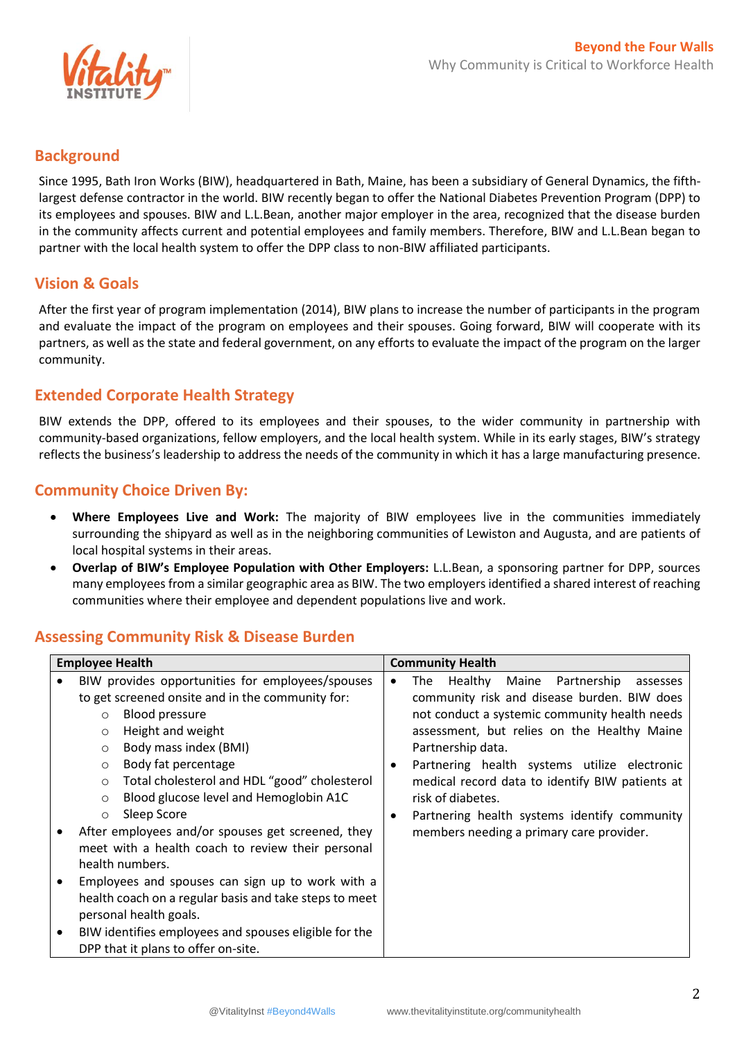## Background

Since 1995, Bath Iron Works (BIW), headquartered in Bath, Maine, has been a subsidiary of General Dynamics, the fifth-largest defense contractor in the world. BIW recently began to offer the National Diabetes Prevention Program (DPP) to its employees and spouses. BIW and L.L.Bean, another major employer in the area, recognized that the disease burden in the community affects current and potential employees and family members. Therefore, BIW and L.L.Bean began to partner with the local health system to offer the DPP class to non-BIW affiliated participants.

## Vision & Goals

After the first year of program implementation (2014), BIW plans to increase the number of participants in the program and evaluate the impact of the program on employees and their spouses. Going forward, BIW will cooperate with its partners, as well as the state and federal government, on any efforts to evaluate the impact of the program on the larger community.

## Extended Corporate Health Strategy

BIW extends the DPP, offered to its employees and their spouses, to the wider community in partnership with community-based organizations, fellow employers, and the local health system. While in its early stages, BIW's strategy reflects the business's leadership to address the needs of the community in which it has a large manufacturing presence.

## Community Choice Driven By:

- **Where Employees Live and Work:** The majority of BIW employees live in the communities immediately surrounding the shipyard as well as in the neighboring communities of Lewiston and Augusta, and are patients of local hospital systems in their areas.
- **Overlap of BIW's Employee Population with Other Employers:** L.L.Bean, a sponsoring partner for DPP, sources many employees from a similar geographic area as BIW. The two employers identified a shared interest of reaching communities where their employee and dependent populations live and work.

## Assessing Community Risk & Disease Burden

| Employee Health | Community Health |
|---|---|
| • BIW provides opportunities for employees/spouses to get screened onsite and in the community for:<br>  ○ Blood pressure<br>  ○ Height and weight<br>  ○ Body mass index (BMI)<br>  ○ Body fat percentage<br>  ○ Total cholesterol and HDL "good" cholesterol<br>  ○ Blood glucose level and Hemoglobin A1C<br>  ○ Sleep Score<br>• After employees and/or spouses get screened, they meet with a health coach to review their personal health numbers.<br>• Employees and spouses can sign up to work with a health coach on a regular basis and take steps to meet personal health goals.<br>• BIW identifies employees and spouses eligible for the DPP that it plans to offer on-site. | • The Healthy Maine Partnership assesses community risk and disease burden. BIW does not conduct a systemic community health needs assessment, but relies on the Healthy Maine Partnership data.<br>• Partnering health systems utilize electronic medical record data to identify BIW patients at risk of diabetes.<br>• Partnering health systems identify community members needing a primary care provider. |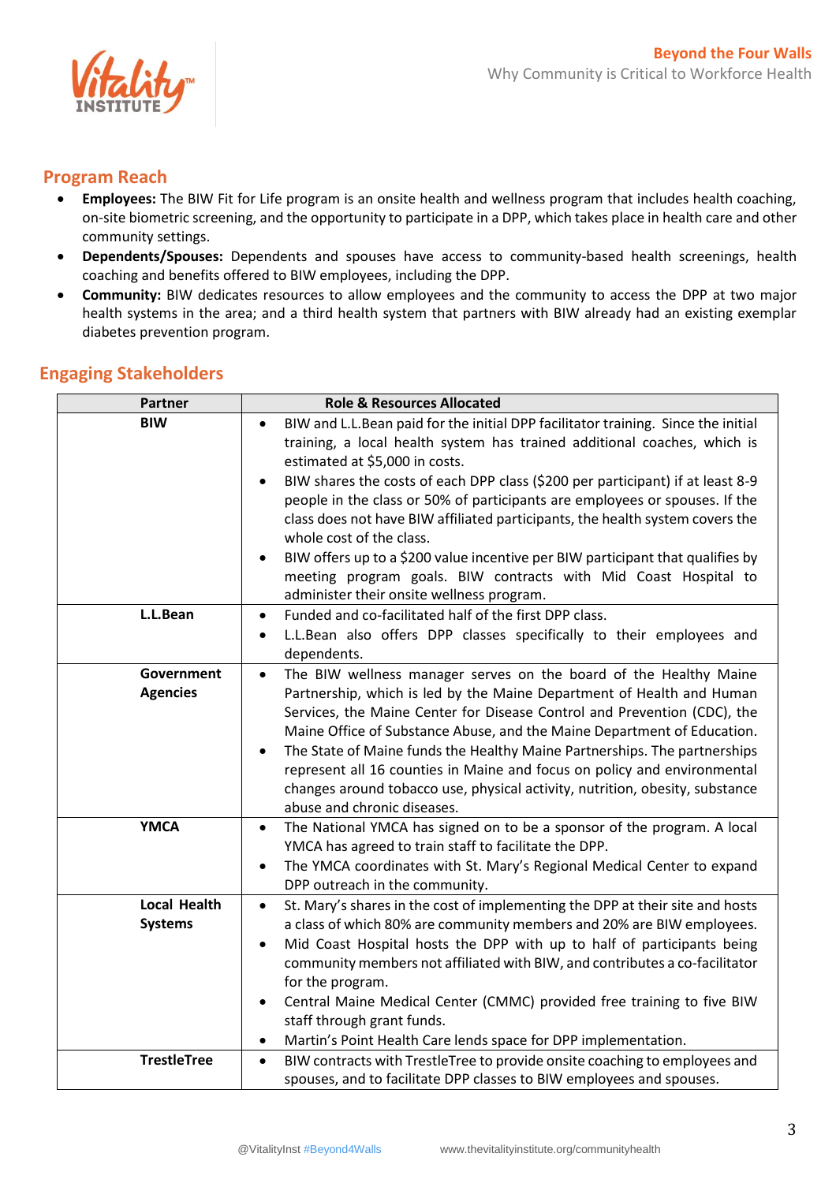## Program Reach

- **Employees:** The BIW Fit for Life program is an onsite health and wellness program that includes health coaching, on-site biometric screening, and the opportunity to participate in a DPP, which takes place in health care and other community settings.
- **Dependents/Spouses:** Dependents and spouses have access to community-based health screenings, health coaching and benefits offered to BIW employees, including the DPP.
- **Community:** BIW dedicates resources to allow employees and the community to access the DPP at two major health systems in the area; and a third health system that partners with BIW already had an existing exemplar diabetes prevention program.

## Engaging Stakeholders

| Partner | Role & Resources Allocated |
|---|---|
| **BIW** | • BIW and L.L.Bean paid for the initial DPP facilitator training. Since the initial training, a local health system has trained additional coaches, which is estimated at $5,000 in costs.<br>• BIW shares the costs of each DPP class ($200 per participant) if at least 8-9 people in the class or 50% of participants are employees or spouses. If the class does not have BIW affiliated participants, the health system covers the whole cost of the class.<br>• BIW offers up to a $200 value incentive per BIW participant that qualifies by meeting program goals. BIW contracts with Mid Coast Hospital to administer their onsite wellness program. |
| **L.L.Bean** | • Funded and co-facilitated half of the first DPP class.<br>• L.L.Bean also offers DPP classes specifically to their employees and dependents. |
| **Government Agencies** | • The BIW wellness manager serves on the board of the Healthy Maine Partnership, which is led by the Maine Department of Health and Human Services, the Maine Center for Disease Control and Prevention (CDC), the Maine Office of Substance Abuse, and the Maine Department of Education.<br>• The State of Maine funds the Healthy Maine Partnerships. The partnerships represent all 16 counties in Maine and focus on policy and environmental changes around tobacco use, physical activity, nutrition, obesity, substance abuse and chronic diseases. |
| **YMCA** | • The National YMCA has signed on to be a sponsor of the program. A local YMCA has agreed to train staff to facilitate the DPP.<br>• The YMCA coordinates with St. Mary's Regional Medical Center to expand DPP outreach in the community. |
| **Local Health Systems** | • St. Mary's shares in the cost of implementing the DPP at their site and hosts a class of which 80% are community members and 20% are BIW employees.<br>• Mid Coast Hospital hosts the DPP with up to half of participants being community members not affiliated with BIW, and contributes a co-facilitator for the program.<br>• Central Maine Medical Center (CMMC) provided free training to five BIW staff through grant funds.<br>• Martin's Point Health Care lends space for DPP implementation. |
| **TrestleTree** | • BIW contracts with TrestleTree to provide onsite coaching to employees and spouses, and to facilitate DPP classes to BIW employees and spouses. |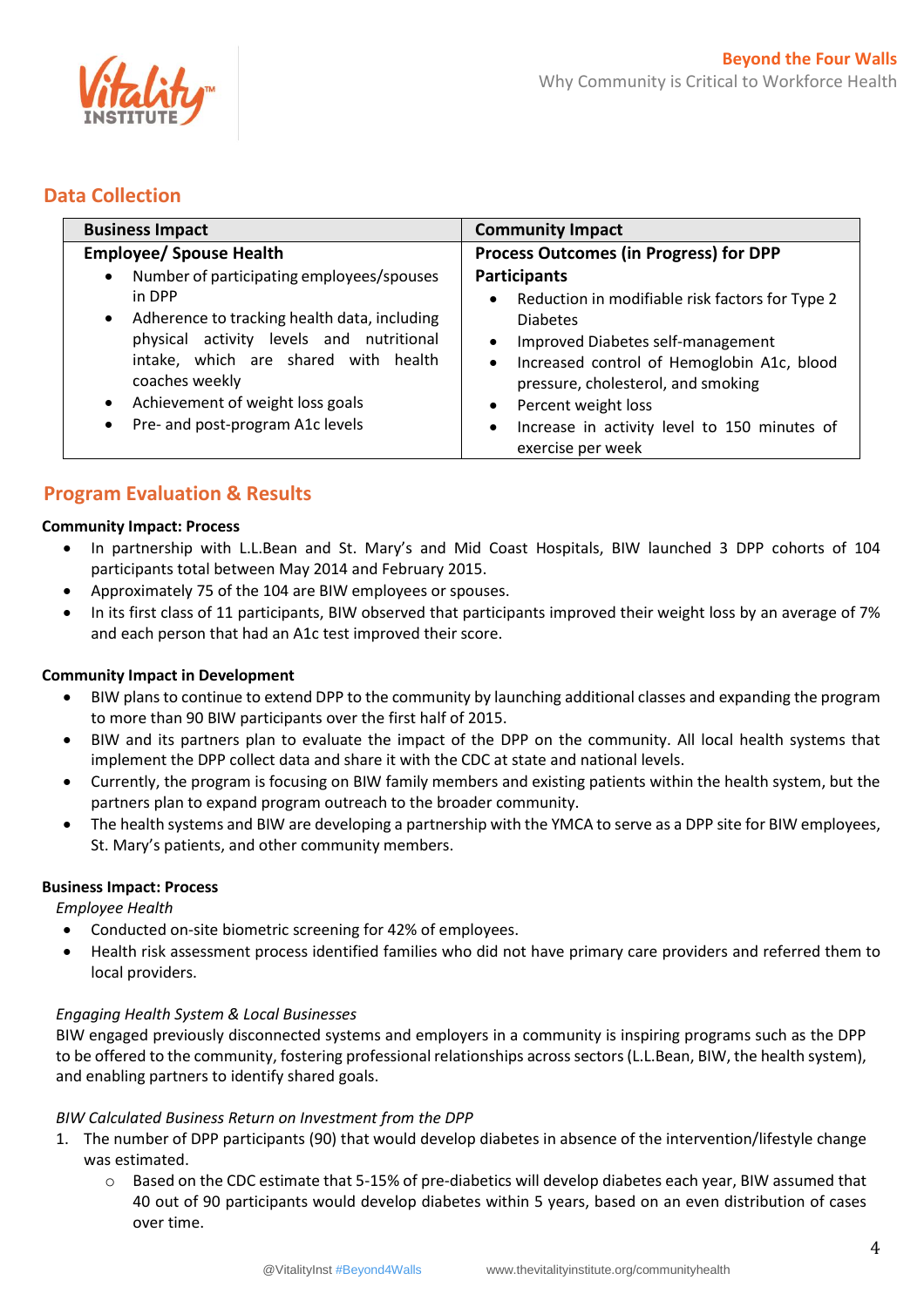## Data Collection

| Business Impact | Community Impact |
|---|---|
| **Employee/ Spouse Health**<br>• Number of participating employees/spouses in DPP<br>• Adherence to tracking health data, including physical activity levels and nutritional intake, which are shared with health coaches weekly<br>• Achievement of weight loss goals<br>• Pre- and post-program A1c levels | **Process Outcomes (in Progress) for DPP Participants**<br>• Reduction in modifiable risk factors for Type 2 Diabetes<br>• Improved Diabetes self-management<br>• Increased control of Hemoglobin A1c, blood pressure, cholesterol, and smoking<br>• Percent weight loss<br>• Increase in activity level to 150 minutes of exercise per week |

## Program Evaluation & Results

**Community Impact: Process**

- In partnership with L.L.Bean and St. Mary's and Mid Coast Hospitals, BIW launched 3 DPP cohorts of 104 participants total between May 2014 and February 2015.
- Approximately 75 of the 104 are BIW employees or spouses.
- In its first class of 11 participants, BIW observed that participants improved their weight loss by an average of 7% and each person that had an A1c test improved their score.

**Community Impact in Development**

- BIW plans to continue to extend DPP to the community by launching additional classes and expanding the program to more than 90 BIW participants over the first half of 2015.
- BIW and its partners plan to evaluate the impact of the DPP on the community. All local health systems that implement the DPP collect data and share it with the CDC at state and national levels.
- Currently, the program is focusing on BIW family members and existing patients within the health system, but the partners plan to expand program outreach to the broader community.
- The health systems and BIW are developing a partnership with the YMCA to serve as a DPP site for BIW employees, St. Mary's patients, and other community members.

**Business Impact: Process**

*Employee Health*

- Conducted on-site biometric screening for 42% of employees.
- Health risk assessment process identified families who did not have primary care providers and referred them to local providers.

*Engaging Health System & Local Businesses*

BIW engaged previously disconnected systems and employers in a community is inspiring programs such as the DPP to be offered to the community, fostering professional relationships across sectors (L.L.Bean, BIW, the health system), and enabling partners to identify shared goals.

*BIW Calculated Business Return on Investment from the DPP*

1. The number of DPP participants (90) that would develop diabetes in absence of the intervention/lifestyle change was estimated.
    - Based on the CDC estimate that 5-15% of pre-diabetics will develop diabetes each year, BIW assumed that 40 out of 90 participants would develop diabetes within 5 years, based on an even distribution of cases over time.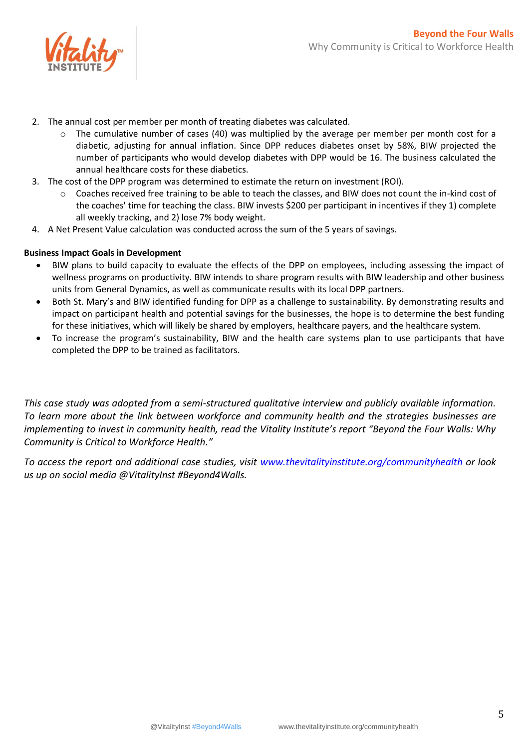2. The annual cost per member per month of treating diabetes was calculated.
    - The cumulative number of cases (40) was multiplied by the average per member per month cost for a diabetic, adjusting for annual inflation. Since DPP reduces diabetes onset by 58%, BIW projected the number of participants who would develop diabetes with DPP would be 16. The business calculated the annual healthcare costs for these diabetics.
3. The cost of the DPP program was determined to estimate the return on investment (ROI).
    - Coaches received free training to be able to teach the classes, and BIW does not count the in-kind cost of the coaches' time for teaching the class. BIW invests $200 per participant in incentives if they 1) complete all weekly tracking, and 2) lose 7% body weight.
4. A Net Present Value calculation was conducted across the sum of the 5 years of savings.

**Business Impact Goals in Development**

- BIW plans to build capacity to evaluate the effects of the DPP on employees, including assessing the impact of wellness programs on productivity. BIW intends to share program results with BIW leadership and other business units from General Dynamics, as well as communicate results with its local DPP partners.
- Both St. Mary's and BIW identified funding for DPP as a challenge to sustainability. By demonstrating results and impact on participant health and potential savings for the businesses, the hope is to determine the best funding for these initiatives, which will likely be shared by employers, healthcare payers, and the healthcare system.
- To increase the program's sustainability, BIW and the health care systems plan to use participants that have completed the DPP to be trained as facilitators.

*This case study was adopted from a semi-structured qualitative interview and publicly available information. To learn more about the link between workforce and community health and the strategies businesses are implementing to invest in community health, read the Vitality Institute's report "Beyond the Four Walls: Why Community is Critical to Workforce Health."*

*To access the report and additional case studies, visit [www.thevitalityinstitute.org/communityhealth](www.thevitalityinstitute.org/communityhealth) or look us up on social media @VitalityInst #Beyond4Walls.*